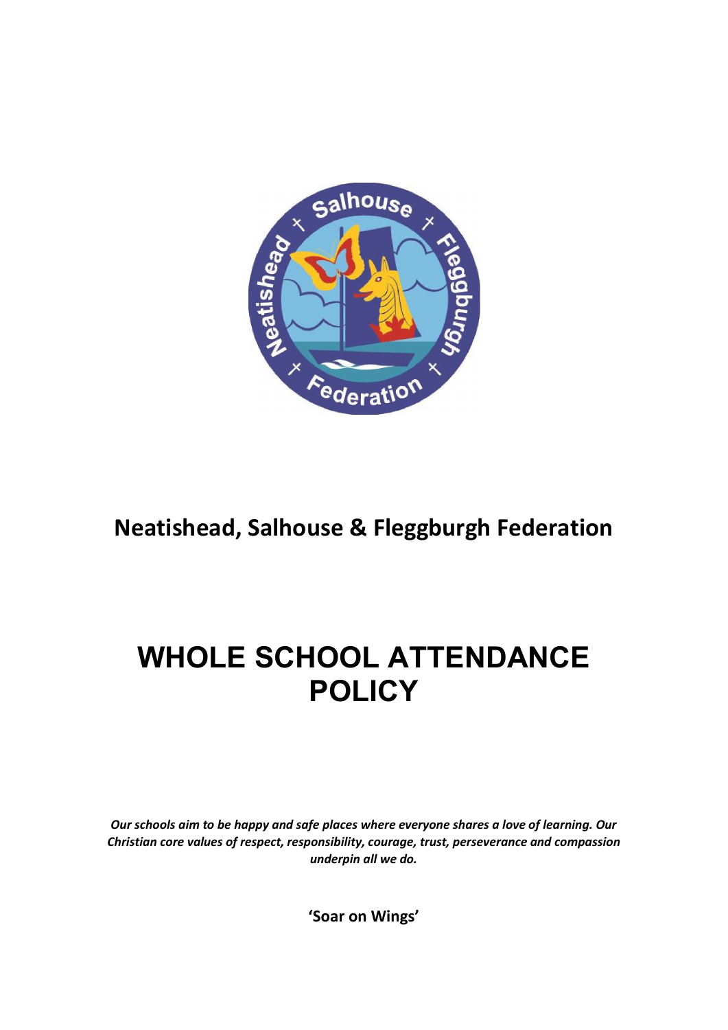## Neatishead, Salhouse & Fleggburgh Federation

# WHOLE SCHOOL ATTENDANCE POLICY

***Our schools aim to be happy and safe places where everyone shares a love of learning. Our Christian core values of respect, responsibility, courage, trust, perseverance and compassion underpin all we do.***

**'Soar on Wings'**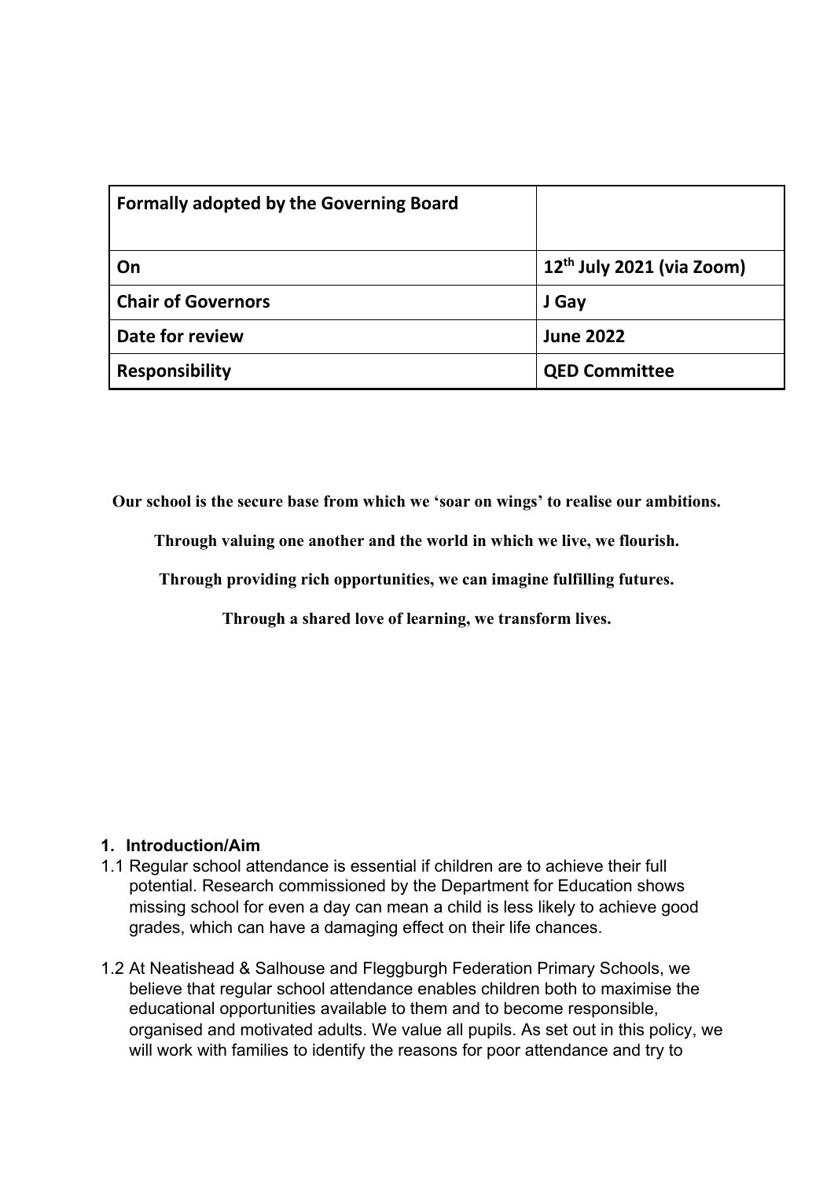| Formally adopted by the Governing Board | |
|---|---|
| On | 12th July 2021 (via Zoom) |
| Chair of Governors | J Gay |
| Date for review | June 2022 |
| Responsibility | QED Committee |

**Our school is the secure base from which we 'soar on wings' to realise our ambitions.**

**Through valuing one another and the world in which we live, we flourish.**

**Through providing rich opportunities, we can imagine fulfilling futures.**

**Through a shared love of learning, we transform lives.**

## 1. Introduction/Aim

1.1 Regular school attendance is essential if children are to achieve their full potential. Research commissioned by the Department for Education shows missing school for even a day can mean a child is less likely to achieve good grades, which can have a damaging effect on their life chances.

1.2 At Neatishead & Salhouse and Fleggburgh Federation Primary Schools, we believe that regular school attendance enables children both to maximise the educational opportunities available to them and to become responsible, organised and motivated adults. We value all pupils. As set out in this policy, we will work with families to identify the reasons for poor attendance and try to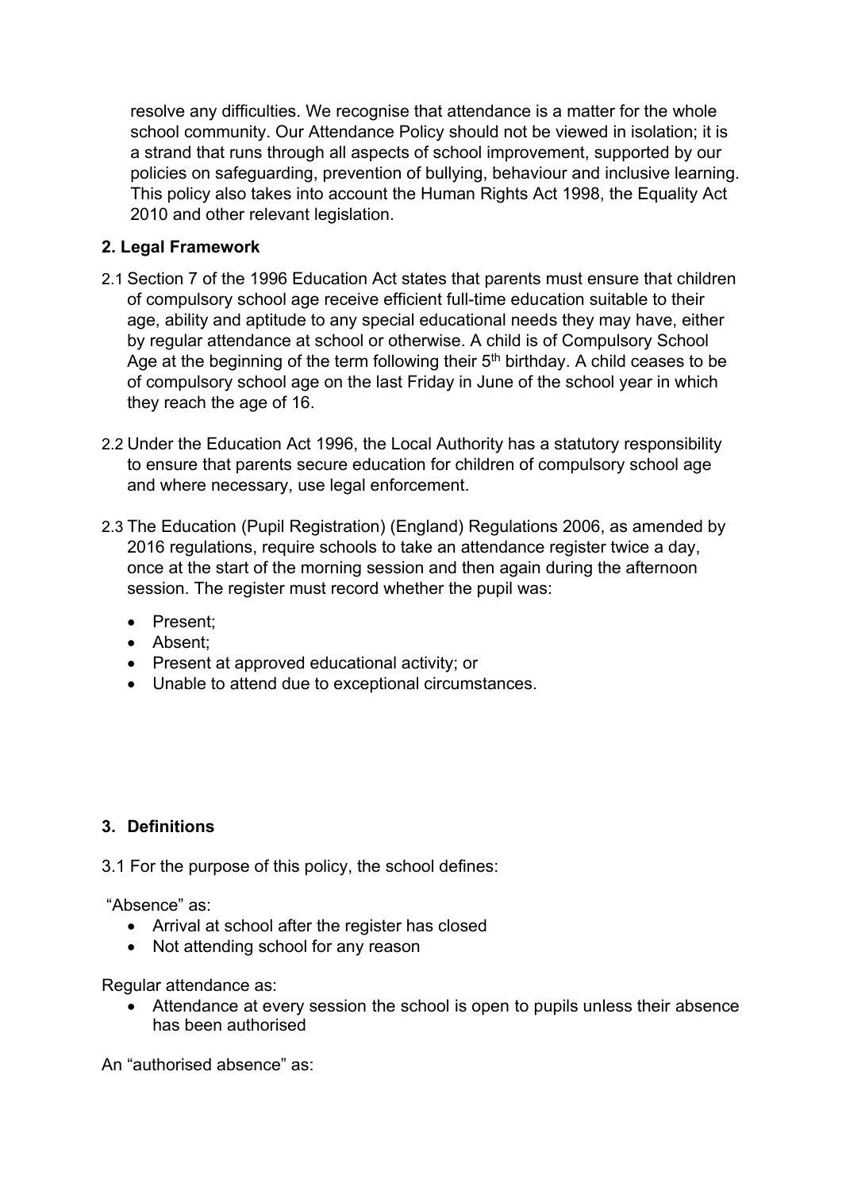resolve any difficulties. We recognise that attendance is a matter for the whole school community. Our Attendance Policy should not be viewed in isolation; it is a strand that runs through all aspects of school improvement, supported by our policies on safeguarding, prevention of bullying, behaviour and inclusive learning. This policy also takes into account the Human Rights Act 1998, the Equality Act 2010 and other relevant legislation.

## 2. Legal Framework

2.1 Section 7 of the 1996 Education Act states that parents must ensure that children of compulsory school age receive efficient full-time education suitable to their age, ability and aptitude to any special educational needs they may have, either by regular attendance at school or otherwise. A child is of Compulsory School Age at the beginning of the term following their 5th birthday. A child ceases to be of compulsory school age on the last Friday in June of the school year in which they reach the age of 16.

2.2 Under the Education Act 1996, the Local Authority has a statutory responsibility to ensure that parents secure education for children of compulsory school age and where necessary, use legal enforcement.

2.3 The Education (Pupil Registration) (England) Regulations 2006, as amended by 2016 regulations, require schools to take an attendance register twice a day, once at the start of the morning session and then again during the afternoon session. The register must record whether the pupil was:

- Present;
- Absent;
- Present at approved educational activity; or
- Unable to attend due to exceptional circumstances.

## 3. Definitions

3.1 For the purpose of this policy, the school defines:

"Absence" as:

- Arrival at school after the register has closed
- Not attending school for any reason

Regular attendance as:

- Attendance at every session the school is open to pupils unless their absence has been authorised

An "authorised absence" as: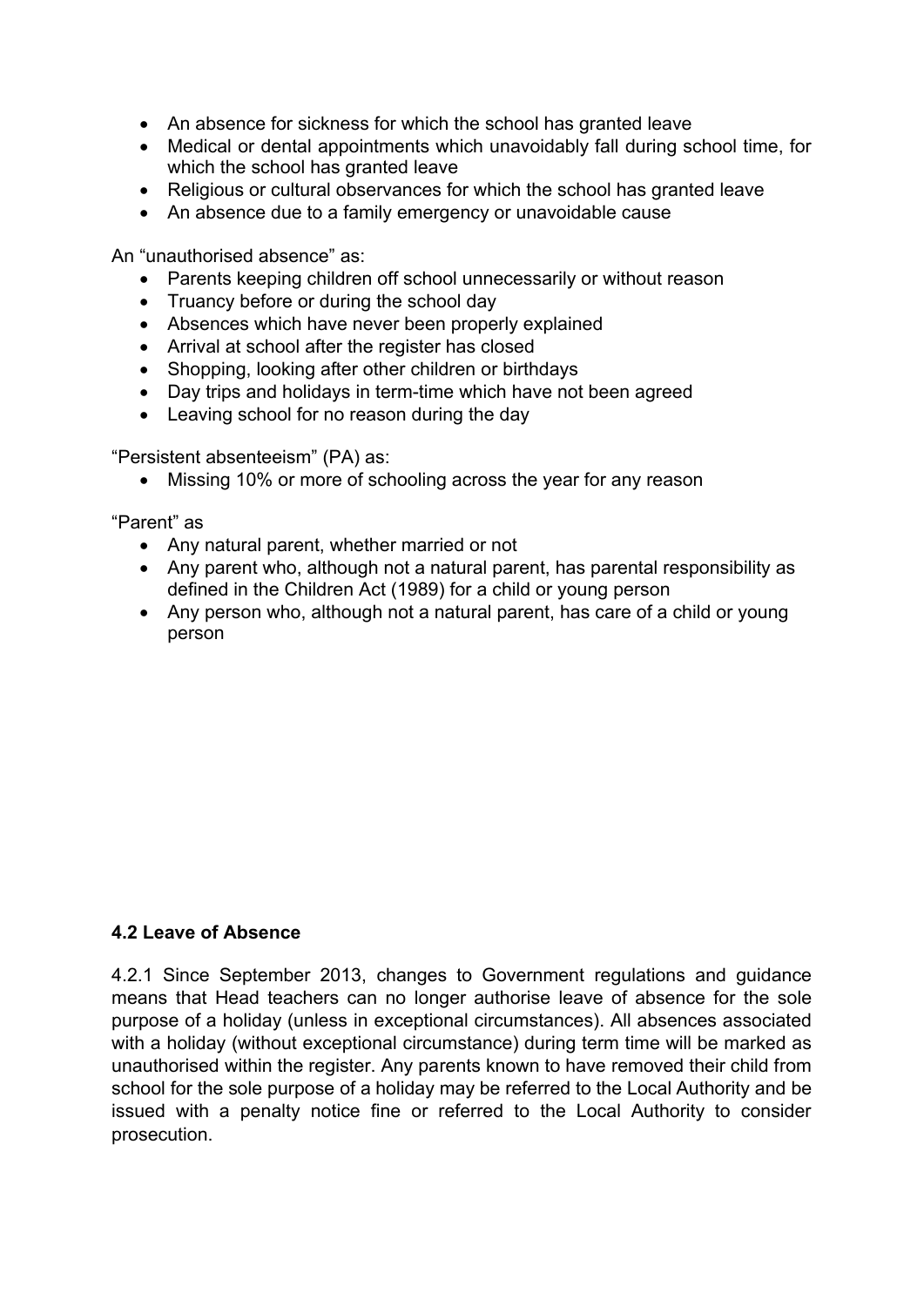- An absence for sickness for which the school has granted leave
- Medical or dental appointments which unavoidably fall during school time, for which the school has granted leave
- Religious or cultural observances for which the school has granted leave
- An absence due to a family emergency or unavoidable cause

An "unauthorised absence" as:

- Parents keeping children off school unnecessarily or without reason
- Truancy before or during the school day
- Absences which have never been properly explained
- Arrival at school after the register has closed
- Shopping, looking after other children or birthdays
- Day trips and holidays in term-time which have not been agreed
- Leaving school for no reason during the day

"Persistent absenteeism" (PA) as:

- Missing 10% or more of schooling across the year for any reason

"Parent" as

- Any natural parent, whether married or not
- Any parent who, although not a natural parent, has parental responsibility as defined in the Children Act (1989) for a child or young person
- Any person who, although not a natural parent, has care of a child or young person

### 4.2 Leave of Absence

4.2.1 Since September 2013, changes to Government regulations and guidance means that Head teachers can no longer authorise leave of absence for the sole purpose of a holiday (unless in exceptional circumstances). All absences associated with a holiday (without exceptional circumstance) during term time will be marked as unauthorised within the register. Any parents known to have removed their child from school for the sole purpose of a holiday may be referred to the Local Authority and be issued with a penalty notice fine or referred to the Local Authority to consider prosecution.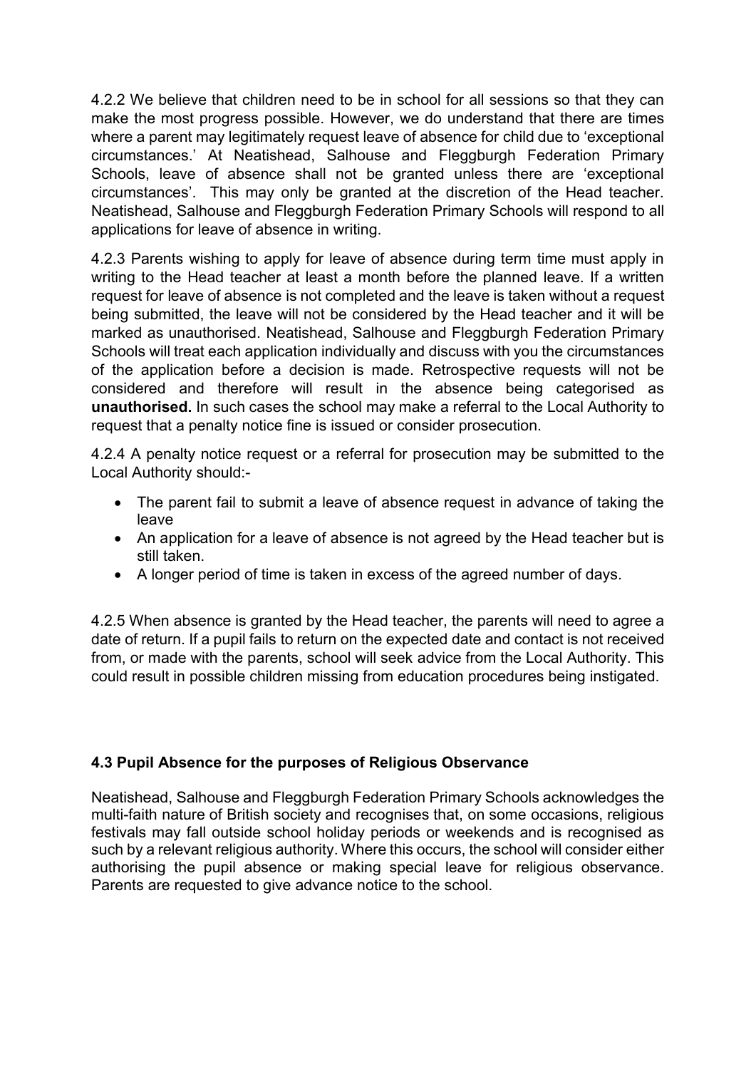4.2.2 We believe that children need to be in school for all sessions so that they can make the most progress possible. However, we do understand that there are times where a parent may legitimately request leave of absence for child due to 'exceptional circumstances.' At Neatishead, Salhouse and Fleggburgh Federation Primary Schools, leave of absence shall not be granted unless there are 'exceptional circumstances'. This may only be granted at the discretion of the Head teacher. Neatishead, Salhouse and Fleggburgh Federation Primary Schools will respond to all applications for leave of absence in writing.

4.2.3 Parents wishing to apply for leave of absence during term time must apply in writing to the Head teacher at least a month before the planned leave. If a written request for leave of absence is not completed and the leave is taken without a request being submitted, the leave will not be considered by the Head teacher and it will be marked as unauthorised. Neatishead, Salhouse and Fleggburgh Federation Primary Schools will treat each application individually and discuss with you the circumstances of the application before a decision is made. Retrospective requests will not be considered and therefore will result in the absence being categorised as **unauthorised.** In such cases the school may make a referral to the Local Authority to request that a penalty notice fine is issued or consider prosecution.

4.2.4 A penalty notice request or a referral for prosecution may be submitted to the Local Authority should:-

- The parent fail to submit a leave of absence request in advance of taking the leave
- An application for a leave of absence is not agreed by the Head teacher but is still taken.
- A longer period of time is taken in excess of the agreed number of days.

4.2.5 When absence is granted by the Head teacher, the parents will need to agree a date of return. If a pupil fails to return on the expected date and contact is not received from, or made with the parents, school will seek advice from the Local Authority. This could result in possible children missing from education procedures being instigated.

### 4.3 Pupil Absence for the purposes of Religious Observance

Neatishead, Salhouse and Fleggburgh Federation Primary Schools acknowledges the multi-faith nature of British society and recognises that, on some occasions, religious festivals may fall outside school holiday periods or weekends and is recognised as such by a relevant religious authority. Where this occurs, the school will consider either authorising the pupil absence or making special leave for religious observance. Parents are requested to give advance notice to the school.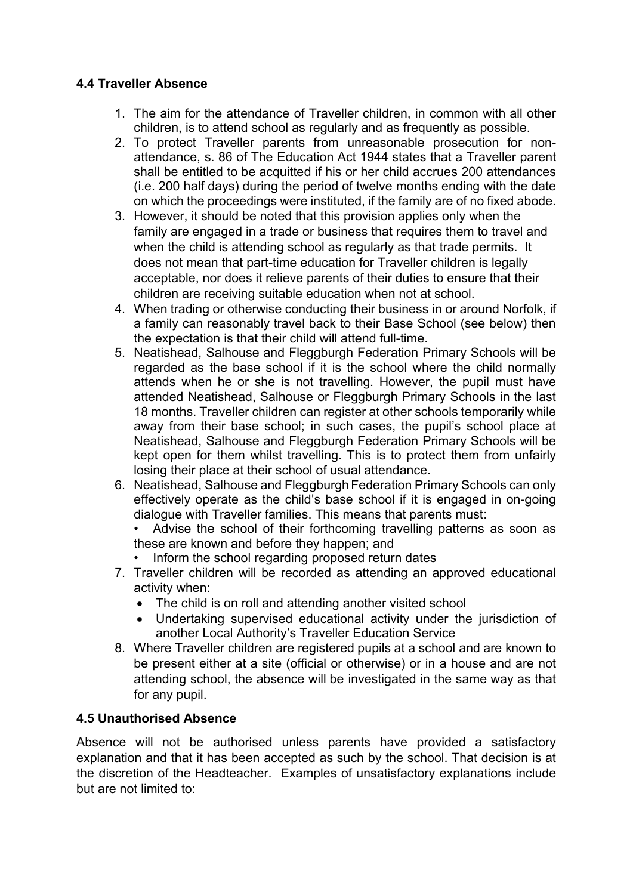### 4.4 Traveller Absence

1. The aim for the attendance of Traveller children, in common with all other children, is to attend school as regularly and as frequently as possible.
2. To protect Traveller parents from unreasonable prosecution for non-attendance, s. 86 of The Education Act 1944 states that a Traveller parent shall be entitled to be acquitted if his or her child accrues 200 attendances (i.e. 200 half days) during the period of twelve months ending with the date on which the proceedings were instituted, if the family are of no fixed abode.
3. However, it should be noted that this provision applies only when the family are engaged in a trade or business that requires them to travel and when the child is attending school as regularly as that trade permits. It does not mean that part-time education for Traveller children is legally acceptable, nor does it relieve parents of their duties to ensure that their children are receiving suitable education when not at school.
4. When trading or otherwise conducting their business in or around Norfolk, if a family can reasonably travel back to their Base School (see below) then the expectation is that their child will attend full-time.
5. Neatishead, Salhouse and Fleggburgh Federation Primary Schools will be regarded as the base school if it is the school where the child normally attends when he or she is not travelling. However, the pupil must have attended Neatishead, Salhouse or Fleggburgh Primary Schools in the last 18 months. Traveller children can register at other schools temporarily while away from their base school; in such cases, the pupil's school place at Neatishead, Salhouse and Fleggburgh Federation Primary Schools will be kept open for them whilst travelling. This is to protect them from unfairly losing their place at their school of usual attendance.
6. Neatishead, Salhouse and Fleggburgh Federation Primary Schools can only effectively operate as the child's base school if it is engaged in on-going dialogue with Traveller families. This means that parents must:
   - Advise the school of their forthcoming travelling patterns as soon as these are known and before they happen; and
   - Inform the school regarding proposed return dates
7. Traveller children will be recorded as attending an approved educational activity when:
   - The child is on roll and attending another visited school
   - Undertaking supervised educational activity under the jurisdiction of another Local Authority's Traveller Education Service
8. Where Traveller children are registered pupils at a school and are known to be present either at a site (official or otherwise) or in a house and are not attending school, the absence will be investigated in the same way as that for any pupil.

### 4.5 Unauthorised Absence

Absence will not be authorised unless parents have provided a satisfactory explanation and that it has been accepted as such by the school. That decision is at the discretion of the Headteacher. Examples of unsatisfactory explanations include but are not limited to: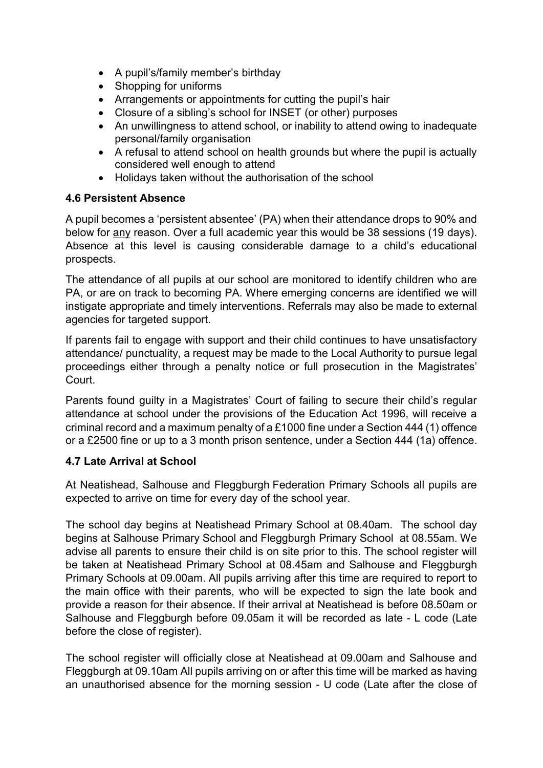- A pupil's/family member's birthday
- Shopping for uniforms
- Arrangements or appointments for cutting the pupil's hair
- Closure of a sibling's school for INSET (or other) purposes
- An unwillingness to attend school, or inability to attend owing to inadequate personal/family organisation
- A refusal to attend school on health grounds but where the pupil is actually considered well enough to attend
- Holidays taken without the authorisation of the school

### 4.6 Persistent Absence

A pupil becomes a 'persistent absentee' (PA) when their attendance drops to 90% and below for any reason. Over a full academic year this would be 38 sessions (19 days). Absence at this level is causing considerable damage to a child's educational prospects.

The attendance of all pupils at our school are monitored to identify children who are PA, or are on track to becoming PA. Where emerging concerns are identified we will instigate appropriate and timely interventions. Referrals may also be made to external agencies for targeted support.

If parents fail to engage with support and their child continues to have unsatisfactory attendance/ punctuality, a request may be made to the Local Authority to pursue legal proceedings either through a penalty notice or full prosecution in the Magistrates' Court.

Parents found guilty in a Magistrates' Court of failing to secure their child's regular attendance at school under the provisions of the Education Act 1996, will receive a criminal record and a maximum penalty of a £1000 fine under a Section 444 (1) offence or a £2500 fine or up to a 3 month prison sentence, under a Section 444 (1a) offence.

### 4.7 Late Arrival at School

At Neatishead, Salhouse and Fleggburgh Federation Primary Schools all pupils are expected to arrive on time for every day of the school year.

The school day begins at Neatishead Primary School at 08.40am. The school day begins at Salhouse Primary School and Fleggburgh Primary School at 08.55am. We advise all parents to ensure their child is on site prior to this. The school register will be taken at Neatishead Primary School at 08.45am and Salhouse and Fleggburgh Primary Schools at 09.00am. All pupils arriving after this time are required to report to the main office with their parents, who will be expected to sign the late book and provide a reason for their absence. If their arrival at Neatishead is before 08.50am or Salhouse and Fleggburgh before 09.05am it will be recorded as late - L code (Late before the close of register).

The school register will officially close at Neatishead at 09.00am and Salhouse and Fleggburgh at 09.10am All pupils arriving on or after this time will be marked as having an unauthorised absence for the morning session - U code (Late after the close of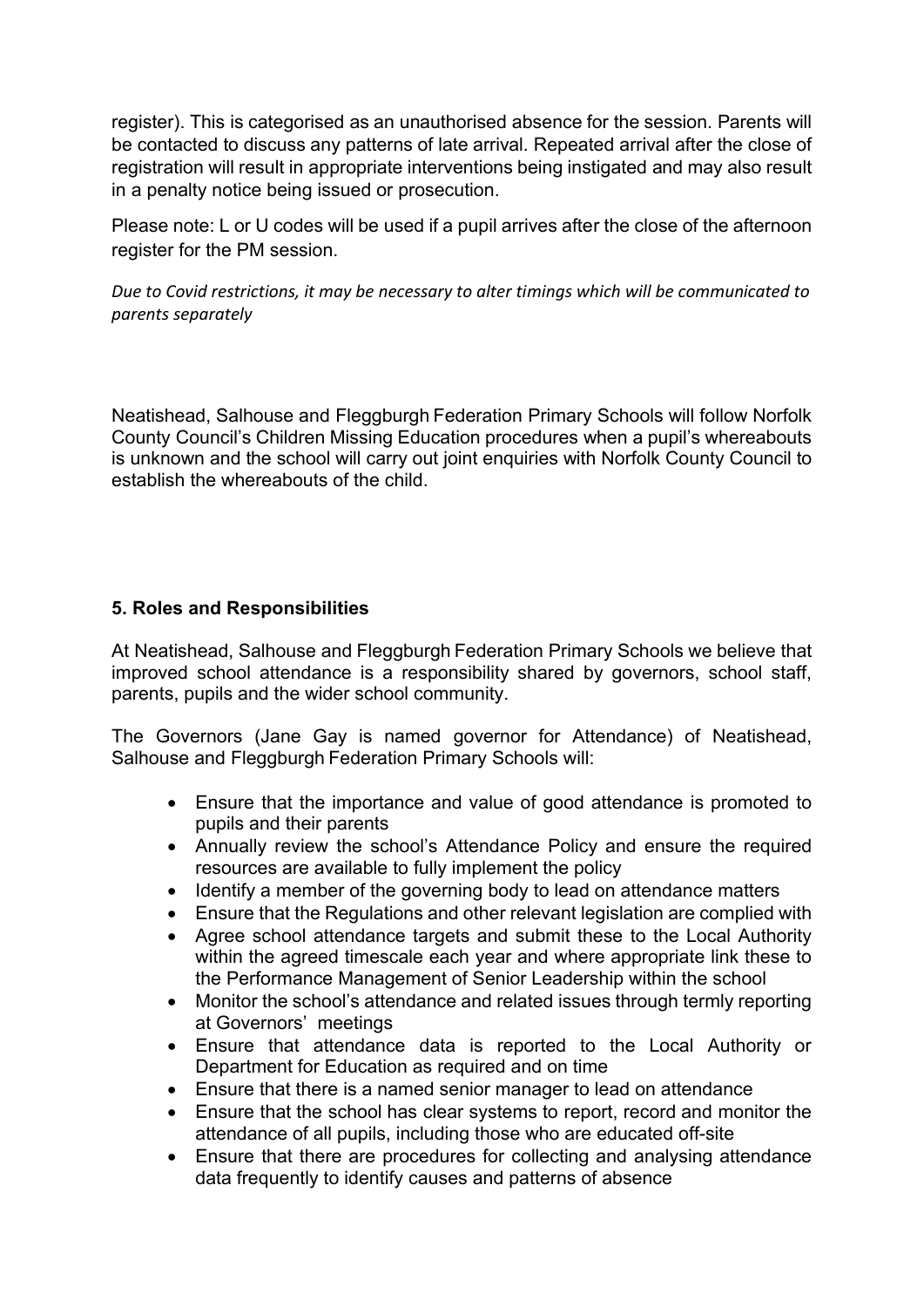register). This is categorised as an unauthorised absence for the session. Parents will be contacted to discuss any patterns of late arrival. Repeated arrival after the close of registration will result in appropriate interventions being instigated and may also result in a penalty notice being issued or prosecution.

Please note: L or U codes will be used if a pupil arrives after the close of the afternoon register for the PM session.

*Due to Covid restrictions, it may be necessary to alter timings which will be communicated to parents separately*

Neatishead, Salhouse and Fleggburgh Federation Primary Schools will follow Norfolk County Council's Children Missing Education procedures when a pupil's whereabouts is unknown and the school will carry out joint enquiries with Norfolk County Council to establish the whereabouts of the child.

## 5. Roles and Responsibilities

At Neatishead, Salhouse and Fleggburgh Federation Primary Schools we believe that improved school attendance is a responsibility shared by governors, school staff, parents, pupils and the wider school community.

The Governors (Jane Gay is named governor for Attendance) of Neatishead, Salhouse and Fleggburgh Federation Primary Schools will:

- Ensure that the importance and value of good attendance is promoted to pupils and their parents
- Annually review the school's Attendance Policy and ensure the required resources are available to fully implement the policy
- Identify a member of the governing body to lead on attendance matters
- Ensure that the Regulations and other relevant legislation are complied with
- Agree school attendance targets and submit these to the Local Authority within the agreed timescale each year and where appropriate link these to the Performance Management of Senior Leadership within the school
- Monitor the school's attendance and related issues through termly reporting at Governors' meetings
- Ensure that attendance data is reported to the Local Authority or Department for Education as required and on time
- Ensure that there is a named senior manager to lead on attendance
- Ensure that the school has clear systems to report, record and monitor the attendance of all pupils, including those who are educated off-site
- Ensure that there are procedures for collecting and analysing attendance data frequently to identify causes and patterns of absence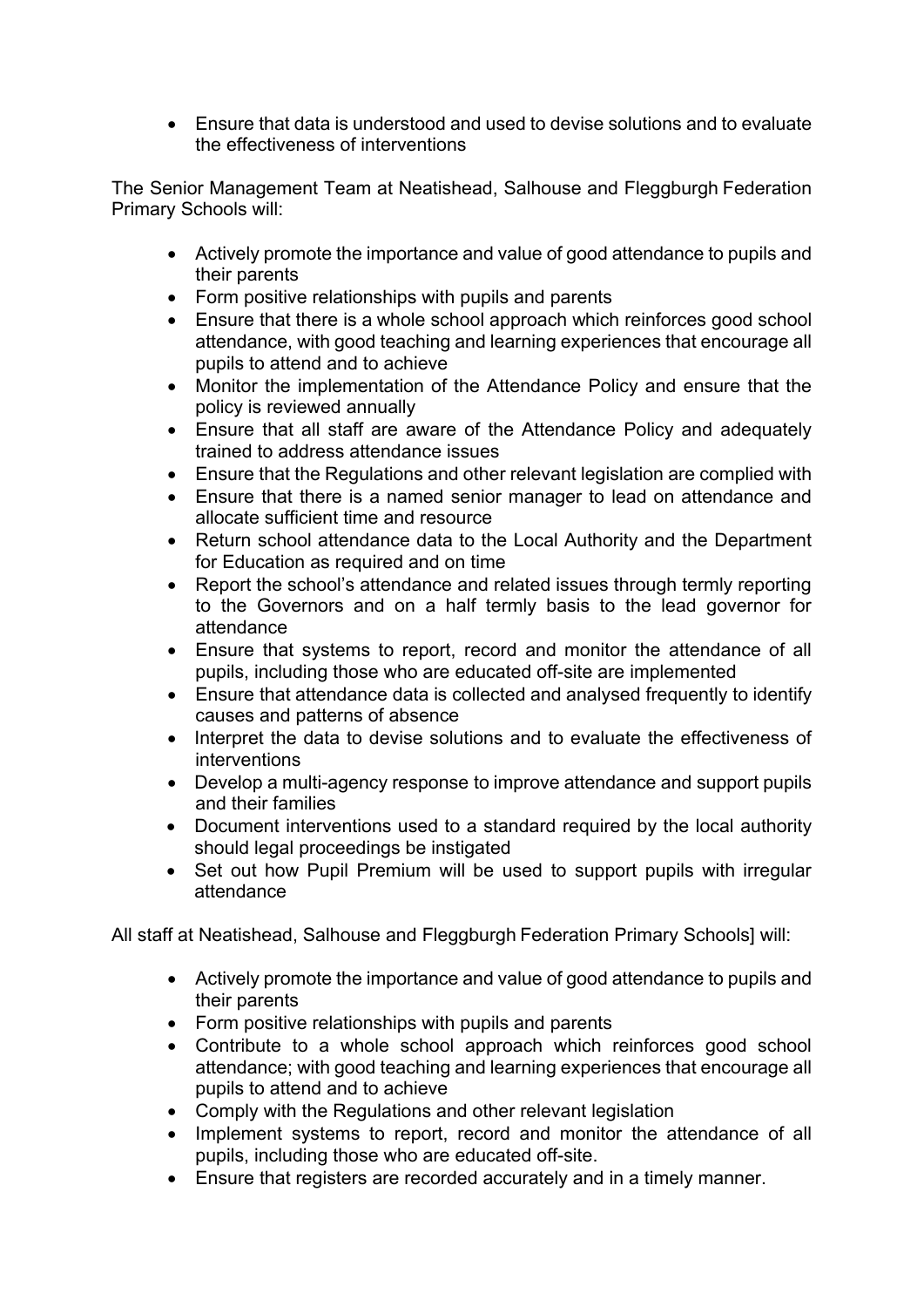- Ensure that data is understood and used to devise solutions and to evaluate the effectiveness of interventions

The Senior Management Team at Neatishead, Salhouse and Fleggburgh Federation Primary Schools will:

- Actively promote the importance and value of good attendance to pupils and their parents
- Form positive relationships with pupils and parents
- Ensure that there is a whole school approach which reinforces good school attendance, with good teaching and learning experiences that encourage all pupils to attend and to achieve
- Monitor the implementation of the Attendance Policy and ensure that the policy is reviewed annually
- Ensure that all staff are aware of the Attendance Policy and adequately trained to address attendance issues
- Ensure that the Regulations and other relevant legislation are complied with
- Ensure that there is a named senior manager to lead on attendance and allocate sufficient time and resource
- Return school attendance data to the Local Authority and the Department for Education as required and on time
- Report the school's attendance and related issues through termly reporting to the Governors and on a half termly basis to the lead governor for attendance
- Ensure that systems to report, record and monitor the attendance of all pupils, including those who are educated off-site are implemented
- Ensure that attendance data is collected and analysed frequently to identify causes and patterns of absence
- Interpret the data to devise solutions and to evaluate the effectiveness of interventions
- Develop a multi-agency response to improve attendance and support pupils and their families
- Document interventions used to a standard required by the local authority should legal proceedings be instigated
- Set out how Pupil Premium will be used to support pupils with irregular attendance

All staff at Neatishead, Salhouse and Fleggburgh Federation Primary Schools] will:

- Actively promote the importance and value of good attendance to pupils and their parents
- Form positive relationships with pupils and parents
- Contribute to a whole school approach which reinforces good school attendance; with good teaching and learning experiences that encourage all pupils to attend and to achieve
- Comply with the Regulations and other relevant legislation
- Implement systems to report, record and monitor the attendance of all pupils, including those who are educated off-site.
- Ensure that registers are recorded accurately and in a timely manner.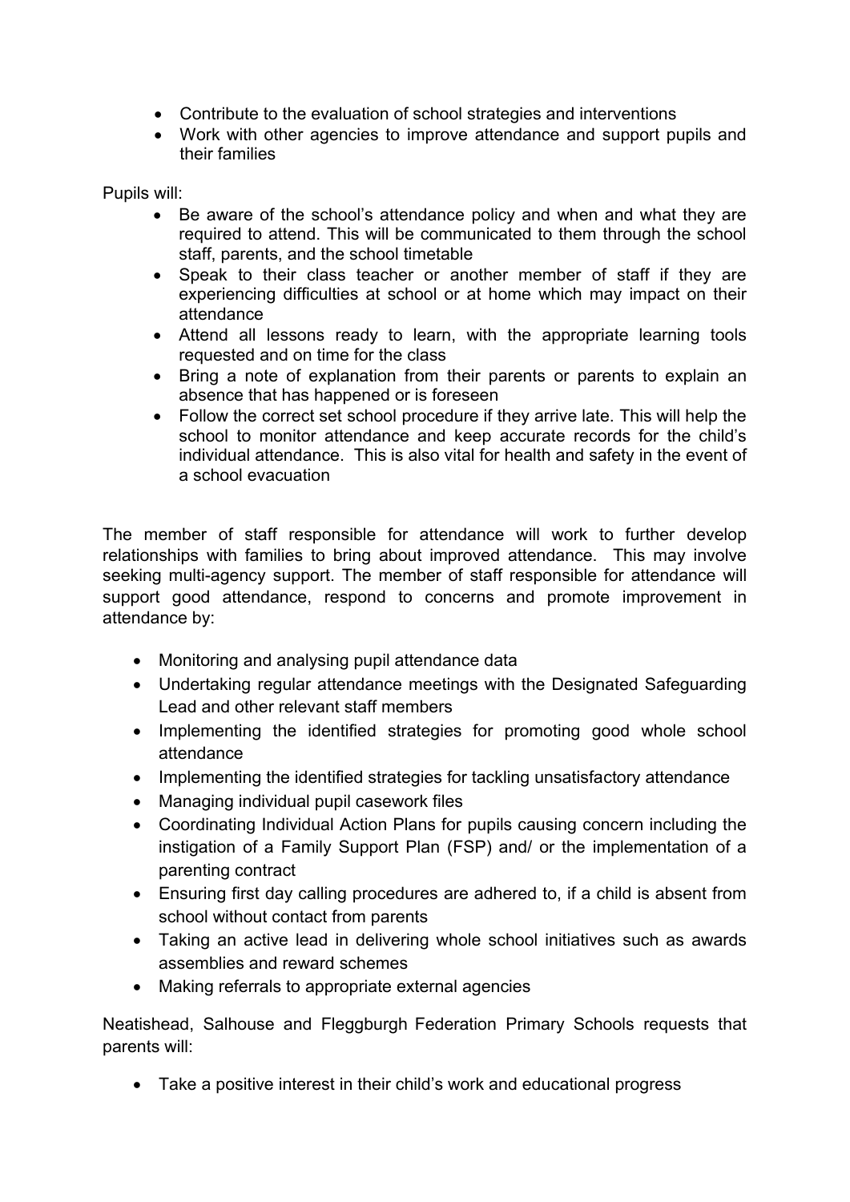- Contribute to the evaluation of school strategies and interventions
- Work with other agencies to improve attendance and support pupils and their families

Pupils will:

- Be aware of the school's attendance policy and when and what they are required to attend. This will be communicated to them through the school staff, parents, and the school timetable
- Speak to their class teacher or another member of staff if they are experiencing difficulties at school or at home which may impact on their attendance
- Attend all lessons ready to learn, with the appropriate learning tools requested and on time for the class
- Bring a note of explanation from their parents or parents to explain an absence that has happened or is foreseen
- Follow the correct set school procedure if they arrive late. This will help the school to monitor attendance and keep accurate records for the child's individual attendance. This is also vital for health and safety in the event of a school evacuation

The member of staff responsible for attendance will work to further develop relationships with families to bring about improved attendance. This may involve seeking multi-agency support. The member of staff responsible for attendance will support good attendance, respond to concerns and promote improvement in attendance by:

- Monitoring and analysing pupil attendance data
- Undertaking regular attendance meetings with the Designated Safeguarding Lead and other relevant staff members
- Implementing the identified strategies for promoting good whole school attendance
- Implementing the identified strategies for tackling unsatisfactory attendance
- Managing individual pupil casework files
- Coordinating Individual Action Plans for pupils causing concern including the instigation of a Family Support Plan (FSP) and/ or the implementation of a parenting contract
- Ensuring first day calling procedures are adhered to, if a child is absent from school without contact from parents
- Taking an active lead in delivering whole school initiatives such as awards assemblies and reward schemes
- Making referrals to appropriate external agencies

Neatishead, Salhouse and Fleggburgh Federation Primary Schools requests that parents will:

- Take a positive interest in their child's work and educational progress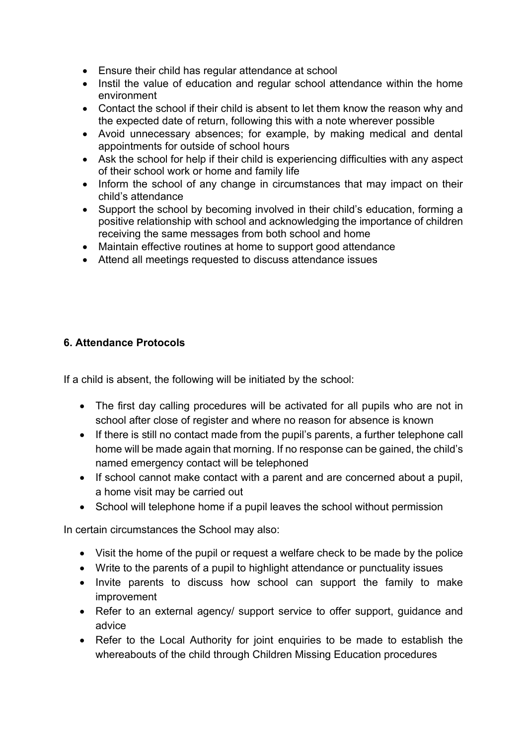- Ensure their child has regular attendance at school
- Instil the value of education and regular school attendance within the home environment
- Contact the school if their child is absent to let them know the reason why and the expected date of return, following this with a note wherever possible
- Avoid unnecessary absences; for example, by making medical and dental appointments for outside of school hours
- Ask the school for help if their child is experiencing difficulties with any aspect of their school work or home and family life
- Inform the school of any change in circumstances that may impact on their child's attendance
- Support the school by becoming involved in their child's education, forming a positive relationship with school and acknowledging the importance of children receiving the same messages from both school and home
- Maintain effective routines at home to support good attendance
- Attend all meetings requested to discuss attendance issues

**6. Attendance Protocols**

If a child is absent, the following will be initiated by the school:

- The first day calling procedures will be activated for all pupils who are not in school after close of register and where no reason for absence is known
- If there is still no contact made from the pupil's parents, a further telephone call home will be made again that morning. If no response can be gained, the child's named emergency contact will be telephoned
- If school cannot make contact with a parent and are concerned about a pupil, a home visit may be carried out
- School will telephone home if a pupil leaves the school without permission

In certain circumstances the School may also:

- Visit the home of the pupil or request a welfare check to be made by the police
- Write to the parents of a pupil to highlight attendance or punctuality issues
- Invite parents to discuss how school can support the family to make improvement
- Refer to an external agency/ support service to offer support, guidance and advice
- Refer to the Local Authority for joint enquiries to be made to establish the whereabouts of the child through Children Missing Education procedures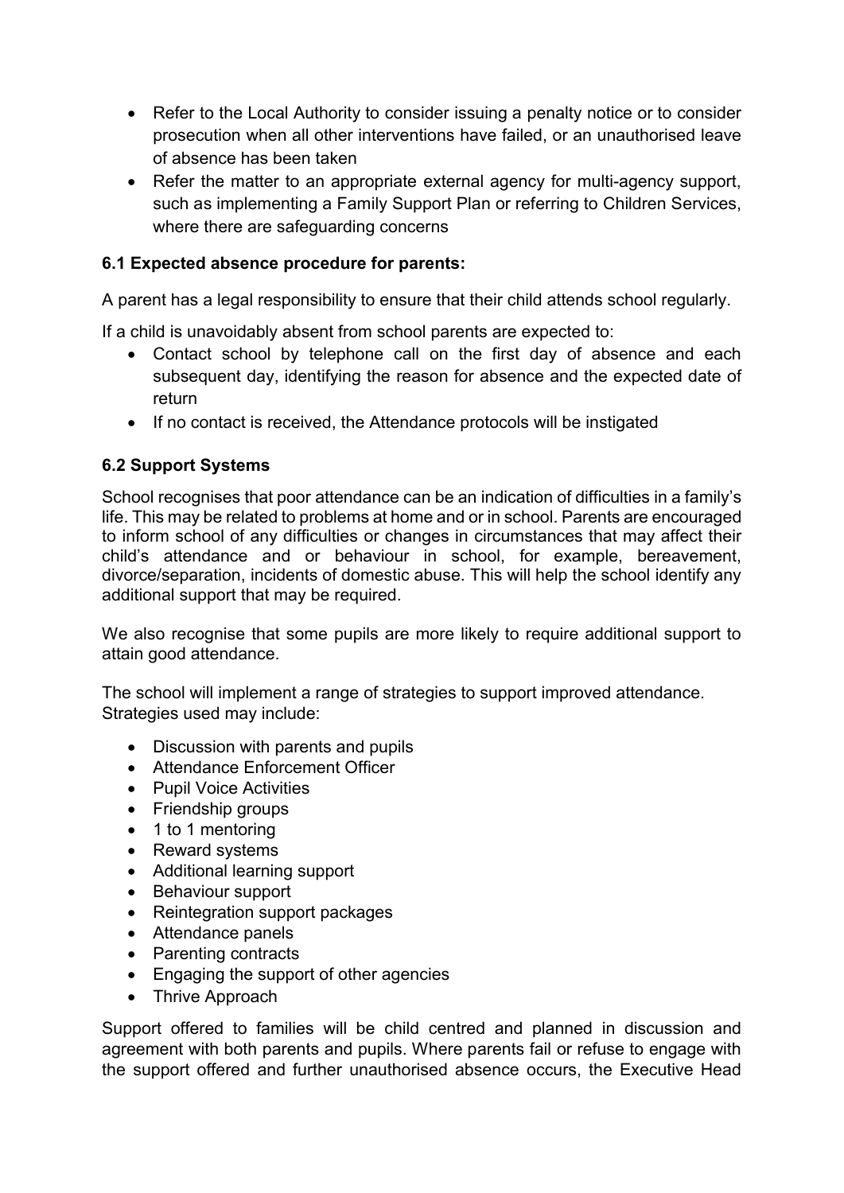- Refer to the Local Authority to consider issuing a penalty notice or to consider prosecution when all other interventions have failed, or an unauthorised leave of absence has been taken
- Refer the matter to an appropriate external agency for multi-agency support, such as implementing a Family Support Plan or referring to Children Services, where there are safeguarding concerns

**6.1 Expected absence procedure for parents:**

A parent has a legal responsibility to ensure that their child attends school regularly.

If a child is unavoidably absent from school parents are expected to:

- Contact school by telephone call on the first day of absence and each subsequent day, identifying the reason for absence and the expected date of return
- If no contact is received, the Attendance protocols will be instigated

**6.2 Support Systems**

School recognises that poor attendance can be an indication of difficulties in a family's life. This may be related to problems at home and or in school. Parents are encouraged to inform school of any difficulties or changes in circumstances that may affect their child's attendance and or behaviour in school, for example, bereavement, divorce/separation, incidents of domestic abuse. This will help the school identify any additional support that may be required.

We also recognise that some pupils are more likely to require additional support to attain good attendance.

The school will implement a range of strategies to support improved attendance. Strategies used may include:

- Discussion with parents and pupils
- Attendance Enforcement Officer
- Pupil Voice Activities
- Friendship groups
- 1 to 1 mentoring
- Reward systems
- Additional learning support
- Behaviour support
- Reintegration support packages
- Attendance panels
- Parenting contracts
- Engaging the support of other agencies
- Thrive Approach

Support offered to families will be child centred and planned in discussion and agreement with both parents and pupils. Where parents fail or refuse to engage with the support offered and further unauthorised absence occurs, the Executive Head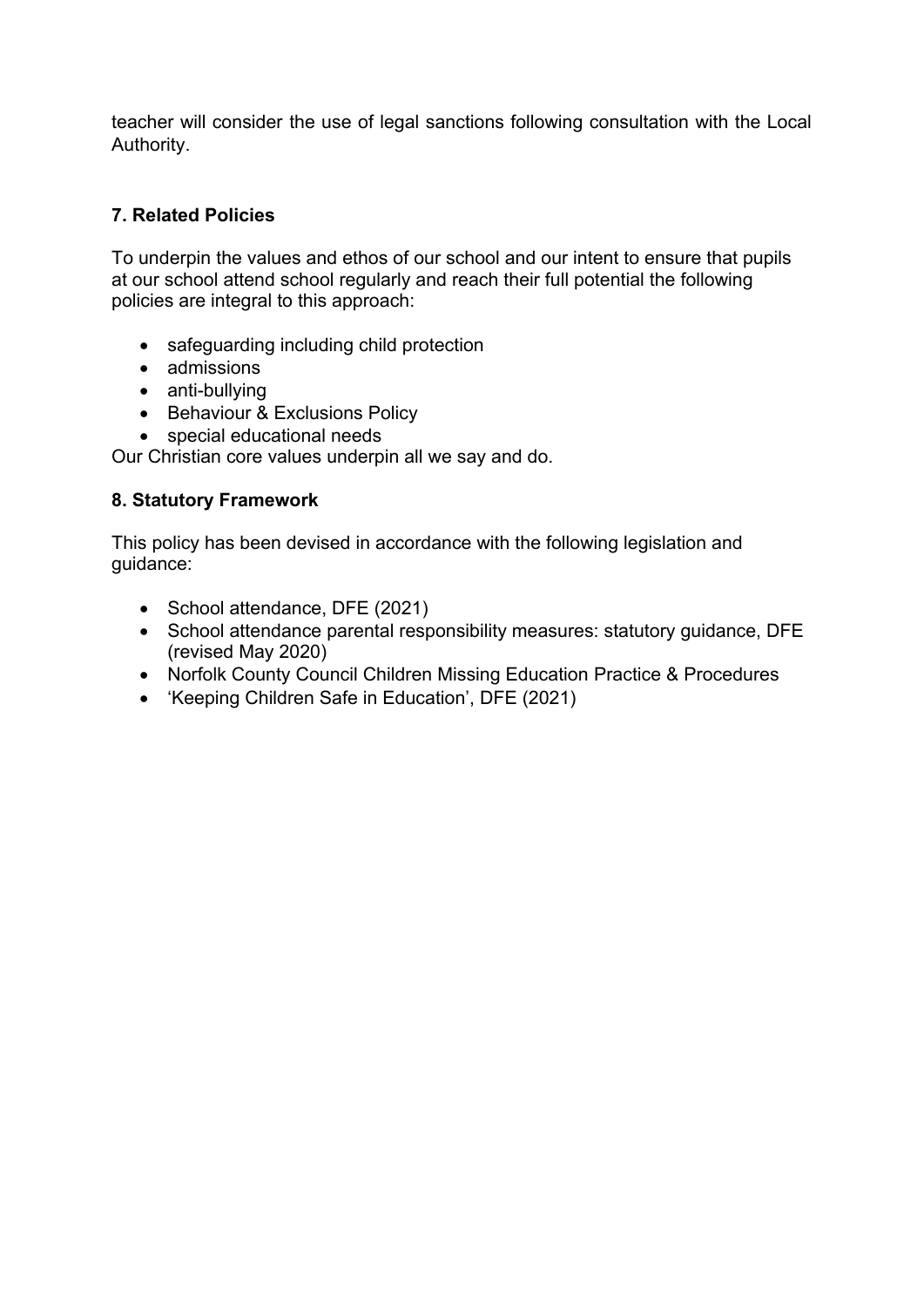teacher will consider the use of legal sanctions following consultation with the Local Authority.

## 7. Related Policies

To underpin the values and ethos of our school and our intent to ensure that pupils at our school attend school regularly and reach their full potential the following policies are integral to this approach:

- safeguarding including child protection
- admissions
- anti-bullying
- Behaviour & Exclusions Policy
- special educational needs

Our Christian core values underpin all we say and do.

## 8. Statutory Framework

This policy has been devised in accordance with the following legislation and guidance:

- School attendance, DFE (2021)
- School attendance parental responsibility measures: statutory guidance, DFE (revised May 2020)
- Norfolk County Council Children Missing Education Practice & Procedures
- 'Keeping Children Safe in Education', DFE (2021)